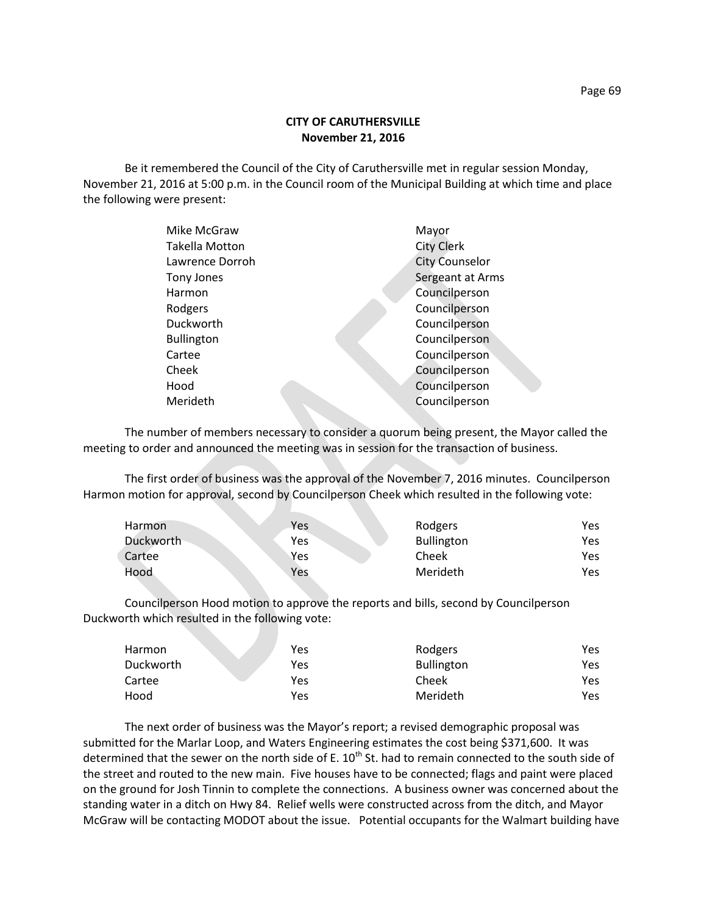**CITY OF CARUTHERSVILLE**
**November 21, 2016**

Be it remembered the Council of the City of Caruthersville met in regular session Monday, November 21, 2016 at 5:00 p.m. in the Council room of the Municipal Building at which time and place the following were present:

| | |
|---|---|
| Mike McGraw | Mayor |
| Takella Motton | City Clerk |
| Lawrence Dorroh | City Counselor |
| Tony Jones | Sergeant at Arms |
| Harmon | Councilperson |
| Rodgers | Councilperson |
| Duckworth | Councilperson |
| Bullington | Councilperson |
| Cartee | Councilperson |
| Cheek | Councilperson |
| Hood | Councilperson |
| Merideth | Councilperson |

The number of members necessary to consider a quorum being present, the Mayor called the meeting to order and announced the meeting was in session for the transaction of business.

The first order of business was the approval of the November 7, 2016 minutes. Councilperson Harmon motion for approval, second by Councilperson Cheek which resulted in the following vote:

| | | | |
|---|---|---|---|
| Harmon | Yes | Rodgers | Yes |
| Duckworth | Yes | Bullington | Yes |
| Cartee | Yes | Cheek | Yes |
| Hood | Yes | Merideth | Yes |

Councilperson Hood motion to approve the reports and bills, second by Councilperson Duckworth which resulted in the following vote:

| | | | |
|---|---|---|---|
| Harmon | Yes | Rodgers | Yes |
| Duckworth | Yes | Bullington | Yes |
| Cartee | Yes | Cheek | Yes |
| Hood | Yes | Merideth | Yes |

The next order of business was the Mayor's report; a revised demographic proposal was submitted for the Marlar Loop, and Waters Engineering estimates the cost being $371,600. It was determined that the sewer on the north side of E. 10th St. had to remain connected to the south side of the street and routed to the new main. Five houses have to be connected; flags and paint were placed on the ground for Josh Tinnin to complete the connections. A business owner was concerned about the standing water in a ditch on Hwy 84. Relief wells were constructed across from the ditch, and Mayor McGraw will be contacting MODOT about the issue. Potential occupants for the Walmart building have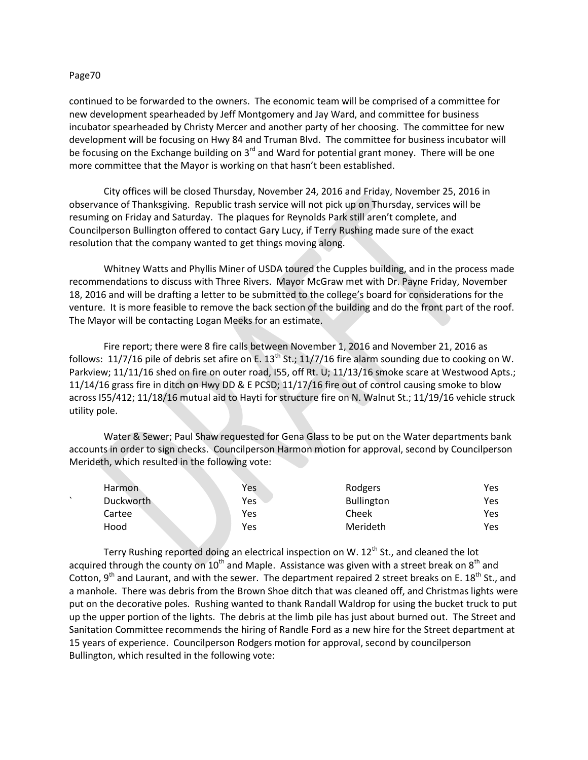continued to be forwarded to the owners. The economic team will be comprised of a committee for new development spearheaded by Jeff Montgomery and Jay Ward, and committee for business incubator spearheaded by Christy Mercer and another party of her choosing. The committee for new development will be focusing on Hwy 84 and Truman Blvd. The committee for business incubator will be focusing on the Exchange building on 3rd and Ward for potential grant money. There will be one more committee that the Mayor is working on that hasn't been established.

City offices will be closed Thursday, November 24, 2016 and Friday, November 25, 2016 in observance of Thanksgiving. Republic trash service will not pick up on Thursday, services will be resuming on Friday and Saturday. The plaques for Reynolds Park still aren't complete, and Councilperson Bullington offered to contact Gary Lucy, if Terry Rushing made sure of the exact resolution that the company wanted to get things moving along.

Whitney Watts and Phyllis Miner of USDA toured the Cupples building, and in the process made recommendations to discuss with Three Rivers. Mayor McGraw met with Dr. Payne Friday, November 18, 2016 and will be drafting a letter to be submitted to the college's board for considerations for the venture. It is more feasible to remove the back section of the building and do the front part of the roof. The Mayor will be contacting Logan Meeks for an estimate.

Fire report; there were 8 fire calls between November 1, 2016 and November 21, 2016 as follows: 11/7/16 pile of debris set afire on E. 13th St.; 11/7/16 fire alarm sounding due to cooking on W. Parkview; 11/11/16 shed on fire on outer road, I55, off Rt. U; 11/13/16 smoke scare at Westwood Apts.; 11/14/16 grass fire in ditch on Hwy DD & E PCSD; 11/17/16 fire out of control causing smoke to blow across I55/412; 11/18/16 mutual aid to Hayti for structure fire on N. Walnut St.; 11/19/16 vehicle struck utility pole.

Water & Sewer; Paul Shaw requested for Gena Glass to be put on the Water departments bank accounts in order to sign checks. Councilperson Harmon motion for approval, second by Councilperson Merideth, which resulted in the following vote:

| | | | |
|---|---|---|---|
| Harmon | Yes | Rodgers | Yes |
| Duckworth | Yes | Bullington | Yes |
| Cartee | Yes | Cheek | Yes |
| Hood | Yes | Merideth | Yes |

Terry Rushing reported doing an electrical inspection on W. 12th St., and cleaned the lot acquired through the county on 10th and Maple. Assistance was given with a street break on 8th and Cotton, 9th and Laurant, and with the sewer. The department repaired 2 street breaks on E. 18th St., and a manhole. There was debris from the Brown Shoe ditch that was cleaned off, and Christmas lights were put on the decorative poles. Rushing wanted to thank Randall Waldrop for using the bucket truck to put up the upper portion of the lights. The debris at the limb pile has just about burned out. The Street and Sanitation Committee recommends the hiring of Randle Ford as a new hire for the Street department at 15 years of experience. Councilperson Rodgers motion for approval, second by councilperson Bullington, which resulted in the following vote: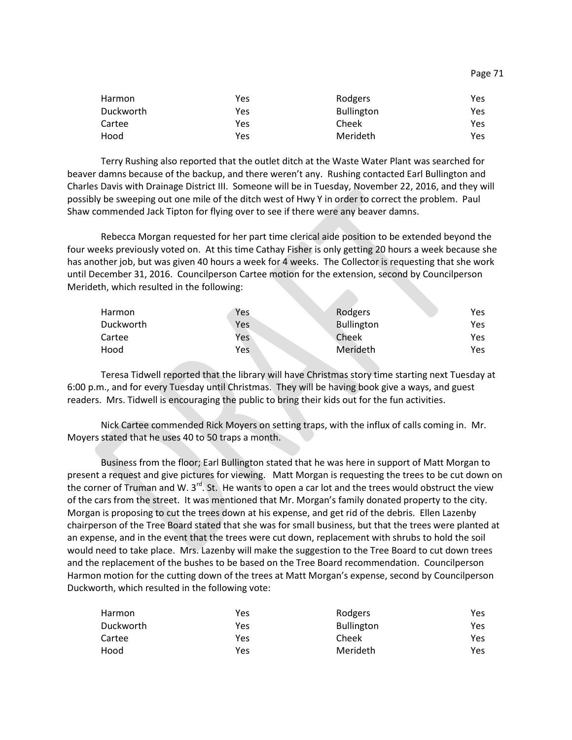| Harmon | Yes | Rodgers | Yes |
|---|---|---|---|
| Duckworth | Yes | Bullington | Yes |
| Cartee | Yes | Cheek | Yes |
| Hood | Yes | Merideth | Yes |

Terry Rushing also reported that the outlet ditch at the Waste Water Plant was searched for beaver damns because of the backup, and there weren't any. Rushing contacted Earl Bullington and Charles Davis with Drainage District III. Someone will be in Tuesday, November 22, 2016, and they will possibly be sweeping out one mile of the ditch west of Hwy Y in order to correct the problem. Paul Shaw commended Jack Tipton for flying over to see if there were any beaver damns.

Rebecca Morgan requested for her part time clerical aide position to be extended beyond the four weeks previously voted on. At this time Cathay Fisher is only getting 20 hours a week because she has another job, but was given 40 hours a week for 4 weeks. The Collector is requesting that she work until December 31, 2016. Councilperson Cartee motion for the extension, second by Councilperson Merideth, which resulted in the following:

| Harmon | Yes | Rodgers | Yes |
|---|---|---|---|
| Duckworth | Yes | Bullington | Yes |
| Cartee | Yes | Cheek | Yes |
| Hood | Yes | Merideth | Yes |

Teresa Tidwell reported that the library will have Christmas story time starting next Tuesday at 6:00 p.m., and for every Tuesday until Christmas. They will be having book give a ways, and guest readers. Mrs. Tidwell is encouraging the public to bring their kids out for the fun activities.

Nick Cartee commended Rick Moyers on setting traps, with the influx of calls coming in. Mr. Moyers stated that he uses 40 to 50 traps a month.

Business from the floor; Earl Bullington stated that he was here in support of Matt Morgan to present a request and give pictures for viewing. Matt Morgan is requesting the trees to be cut down on the corner of Truman and W. 3rd. St. He wants to open a car lot and the trees would obstruct the view of the cars from the street. It was mentioned that Mr. Morgan's family donated property to the city. Morgan is proposing to cut the trees down at his expense, and get rid of the debris. Ellen Lazenby chairperson of the Tree Board stated that she was for small business, but that the trees were planted at an expense, and in the event that the trees were cut down, replacement with shrubs to hold the soil would need to take place. Mrs. Lazenby will make the suggestion to the Tree Board to cut down trees and the replacement of the bushes to be based on the Tree Board recommendation. Councilperson Harmon motion for the cutting down of the trees at Matt Morgan's expense, second by Councilperson Duckworth, which resulted in the following vote:

| Harmon | Yes | Rodgers | Yes |
|---|---|---|---|
| Duckworth | Yes | Bullington | Yes |
| Cartee | Yes | Cheek | Yes |
| Hood | Yes | Merideth | Yes |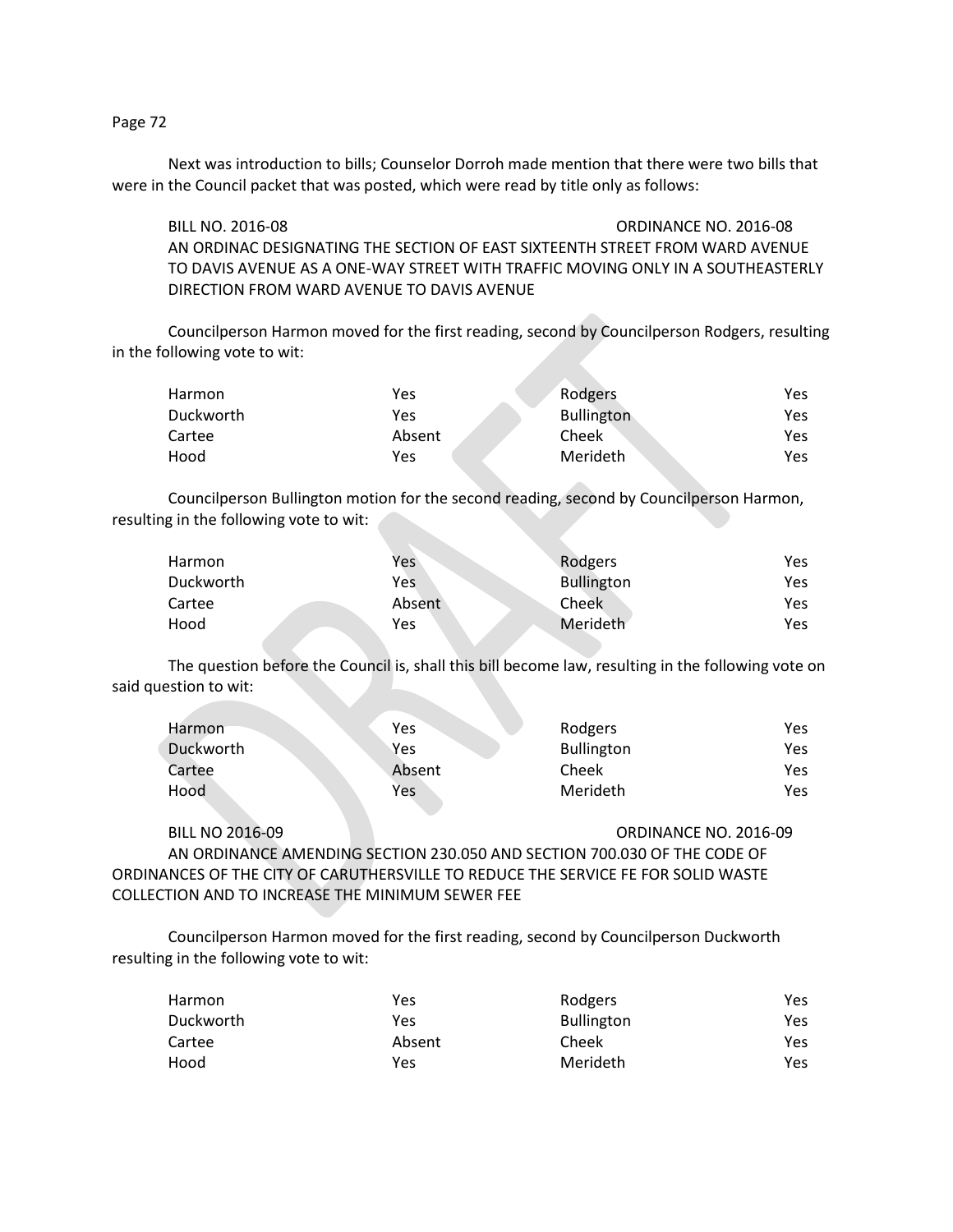Next was introduction to bills; Counselor Dorroh made mention that there were two bills that were in the Council packet that was posted, which were read by title only as follows:

BILL NO. 2016-08 ORDINANCE NO. 2016-08

AN ORDINAC DESIGNATING THE SECTION OF EAST SIXTEENTH STREET FROM WARD AVENUE TO DAVIS AVENUE AS A ONE-WAY STREET WITH TRAFFIC MOVING ONLY IN A SOUTHEASTERLY DIRECTION FROM WARD AVENUE TO DAVIS AVENUE

Councilperson Harmon moved for the first reading, second by Councilperson Rodgers, resulting in the following vote to wit:

| | | | |
|---|---|---|---|
| Harmon | Yes | Rodgers | Yes |
| Duckworth | Yes | Bullington | Yes |
| Cartee | Absent | Cheek | Yes |
| Hood | Yes | Merideth | Yes |

Councilperson Bullington motion for the second reading, second by Councilperson Harmon, resulting in the following vote to wit:

| | | | |
|---|---|---|---|
| Harmon | Yes | Rodgers | Yes |
| Duckworth | Yes | Bullington | Yes |
| Cartee | Absent | Cheek | Yes |
| Hood | Yes | Merideth | Yes |

The question before the Council is, shall this bill become law, resulting in the following vote on said question to wit:

| | | | |
|---|---|---|---|
| Harmon | Yes | Rodgers | Yes |
| Duckworth | Yes | Bullington | Yes |
| Cartee | Absent | Cheek | Yes |
| Hood | Yes | Merideth | Yes |

BILL NO 2016-09 ORDINANCE NO. 2016-09

AN ORDINANCE AMENDING SECTION 230.050 AND SECTION 700.030 OF THE CODE OF ORDINANCES OF THE CITY OF CARUTHERSVILLE TO REDUCE THE SERVICE FE FOR SOLID WASTE COLLECTION AND TO INCREASE THE MINIMUM SEWER FEE

Councilperson Harmon moved for the first reading, second by Councilperson Duckworth resulting in the following vote to wit:

| | | | |
|---|---|---|---|
| Harmon | Yes | Rodgers | Yes |
| Duckworth | Yes | Bullington | Yes |
| Cartee | Absent | Cheek | Yes |
| Hood | Yes | Merideth | Yes |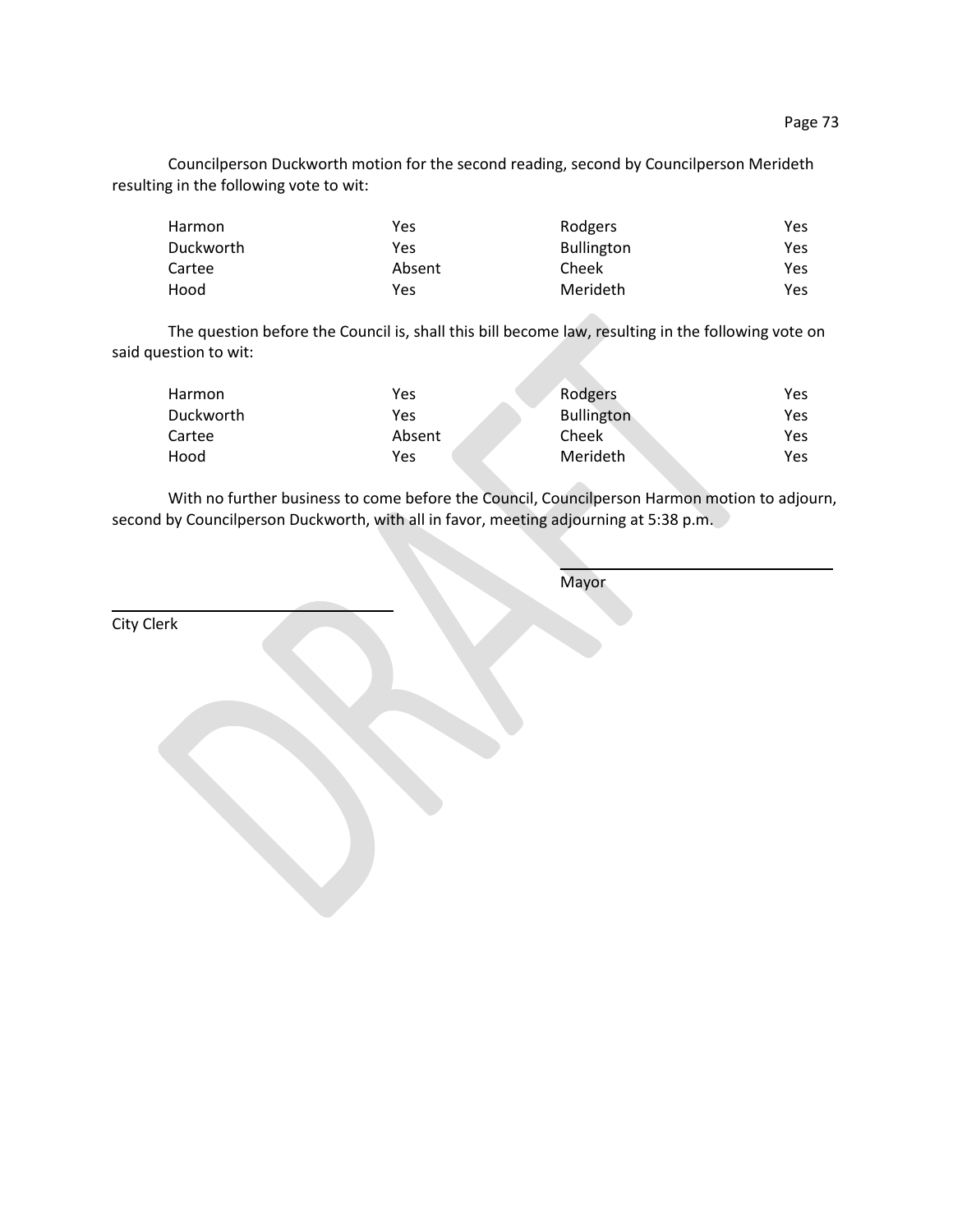Councilperson Duckworth motion for the second reading, second by Councilperson Merideth resulting in the following vote to wit:

| | | | |
|---|---|---|---|
| Harmon | Yes | Rodgers | Yes |
| Duckworth | Yes | Bullington | Yes |
| Cartee | Absent | Cheek | Yes |
| Hood | Yes | Merideth | Yes |

The question before the Council is, shall this bill become law, resulting in the following vote on said question to wit:

| | | | |
|---|---|---|---|
| Harmon | Yes | Rodgers | Yes |
| Duckworth | Yes | Bullington | Yes |
| Cartee | Absent | Cheek | Yes |
| Hood | Yes | Merideth | Yes |

With no further business to come before the Council, Councilperson Harmon motion to adjourn, second by Councilperson Duckworth, with all in favor, meeting adjourning at 5:38 p.m.

\_\_\_\_\_\_\_\_\_\_\_\_\_\_\_\_\_\_\_\_\_\_\_\_\_\_\_\_\_\_
Mayor

\_\_\_\_\_\_\_\_\_\_\_\_\_\_\_\_\_\_\_\_\_\_\_\_\_\_\_\_\_\_
City Clerk

DRAFT